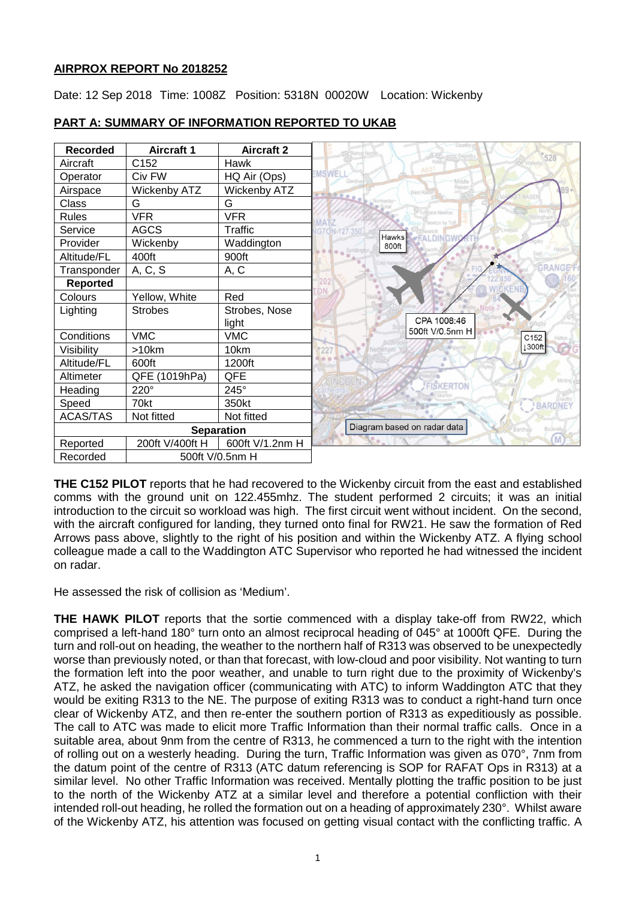**AIRPROX REPORT No 2018252**

Date: 12 Sep 2018 Time: 1008Z Position: 5318N 00020W Location: Wickenby

**PART A: SUMMARY OF INFORMATION REPORTED TO UKAB**

| Recorded | Aircraft 1 | Aircraft 2 |
|---|---|---|
| Aircraft | C152 | Hawk |
| Operator | Civ FW | HQ Air (Ops) |
| Airspace | Wickenby ATZ | Wickenby ATZ |
| Class | G | G |
| Rules | VFR | VFR |
| Service | AGCS | Traffic |
| Provider | Wickenby | Waddington |
| Altitude/FL | 400ft | 900ft |
| Transponder | A, C, S | A, C |
| **Reported** | | |
| Colours | Yellow, White | Red |
| Lighting | Strobes | Strobes, Nose light |
| Conditions | VMC | VMC |
| Visibility | >10km | 10km |
| Altitude/FL | 600ft | 1200ft |
| Altimeter | QFE (1019hPa) | QFE |
| Heading | 220° | 245° |
| Speed | 70kt | 350kt |
| ACAS/TAS | Not fitted | Not fitted |
| **Separation** | | |
| Reported | 200ft V/400ft H | 600ft V/1.2nm H |
| Recorded | 500ft V/0.5nm H | |

Diagram based on radar data (Hawks 800ft; CPA 1008:46 500ft V/0.5nm H; C152 ↓300ft)

**THE C152 PILOT** reports that he had recovered to the Wickenby circuit from the east and established comms with the ground unit on 122.455mhz. The student performed 2 circuits; it was an initial introduction to the circuit so workload was high. The first circuit went without incident. On the second, with the aircraft configured for landing, they turned onto final for RW21. He saw the formation of Red Arrows pass above, slightly to the right of his position and within the Wickenby ATZ. A flying school colleague made a call to the Waddington ATC Supervisor who reported he had witnessed the incident on radar.

He assessed the risk of collision as 'Medium'.

**THE HAWK PILOT** reports that the sortie commenced with a display take-off from RW22, which comprised a left-hand 180° turn onto an almost reciprocal heading of 045° at 1000ft QFE. During the turn and roll-out on heading, the weather to the northern half of R313 was observed to be unexpectedly worse than previously noted, or than that forecast, with low-cloud and poor visibility. Not wanting to turn the formation left into the poor weather, and unable to turn right due to the proximity of Wickenby's ATZ, he asked the navigation officer (communicating with ATC) to inform Waddington ATC that they would be exiting R313 to the NE. The purpose of exiting R313 was to conduct a right-hand turn once clear of Wickenby ATZ, and then re-enter the southern portion of R313 as expeditiously as possible. The call to ATC was made to elicit more Traffic Information than their normal traffic calls. Once in a suitable area, about 9nm from the centre of R313, he commenced a turn to the right with the intention of rolling out on a westerly heading. During the turn, Traffic Information was given as 070°, 7nm from the datum point of the centre of R313 (ATC datum referencing is SOP for RAFAT Ops in R313) at a similar level. No other Traffic Information was received. Mentally plotting the traffic position to be just to the north of the Wickenby ATZ at a similar level and therefore a potential confliction with their intended roll-out heading, he rolled the formation out on a heading of approximately 230°. Whilst aware of the Wickenby ATZ, his attention was focused on getting visual contact with the conflicting traffic. A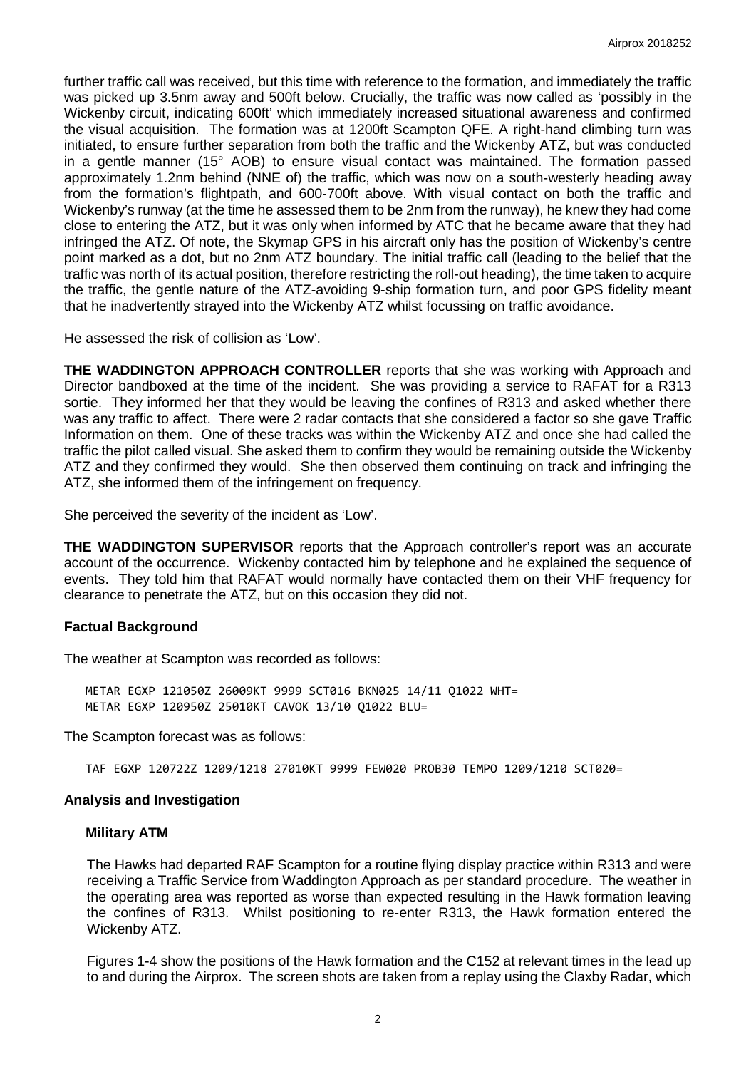further traffic call was received, but this time with reference to the formation, and immediately the traffic was picked up 3.5nm away and 500ft below. Crucially, the traffic was now called as 'possibly in the Wickenby circuit, indicating 600ft' which immediately increased situational awareness and confirmed the visual acquisition. The formation was at 1200ft Scampton QFE. A right-hand climbing turn was initiated, to ensure further separation from both the traffic and the Wickenby ATZ, but was conducted in a gentle manner (15° AOB) to ensure visual contact was maintained. The formation passed approximately 1.2nm behind (NNE of) the traffic, which was now on a south-westerly heading away from the formation's flightpath, and 600-700ft above. With visual contact on both the traffic and Wickenby's runway (at the time he assessed them to be 2nm from the runway), he knew they had come close to entering the ATZ, but it was only when informed by ATC that he became aware that they had infringed the ATZ. Of note, the Skymap GPS in his aircraft only has the position of Wickenby's centre point marked as a dot, but no 2nm ATZ boundary. The initial traffic call (leading to the belief that the traffic was north of its actual position, therefore restricting the roll-out heading), the time taken to acquire the traffic, the gentle nature of the ATZ-avoiding 9-ship formation turn, and poor GPS fidelity meant that he inadvertently strayed into the Wickenby ATZ whilst focussing on traffic avoidance.

He assessed the risk of collision as 'Low'.

**THE WADDINGTON APPROACH CONTROLLER** reports that she was working with Approach and Director bandboxed at the time of the incident. She was providing a service to RAFAT for a R313 sortie. They informed her that they would be leaving the confines of R313 and asked whether there was any traffic to affect. There were 2 radar contacts that she considered a factor so she gave Traffic Information on them. One of these tracks was within the Wickenby ATZ and once she had called the traffic the pilot called visual. She asked them to confirm they would be remaining outside the Wickenby ATZ and they confirmed they would. She then observed them continuing on track and infringing the ATZ, she informed them of the infringement on frequency.

She perceived the severity of the incident as 'Low'.

**THE WADDINGTON SUPERVISOR** reports that the Approach controller's report was an accurate account of the occurrence. Wickenby contacted him by telephone and he explained the sequence of events. They told him that RAFAT would normally have contacted them on their VHF frequency for clearance to penetrate the ATZ, but on this occasion they did not.

### Factual Background

The weather at Scampton was recorded as follows:

```
METAR EGXP 121050Z 26009KT 9999 SCT016 BKN025 14/11 Q1022 WHT=
METAR EGXP 120950Z 25010KT CAVOK 13/10 Q1022 BLU=
```

The Scampton forecast was as follows:

```
TAF EGXP 120722Z 1209/1218 27010KT 9999 FEW020 PROB30 TEMPO 1209/1210 SCT020=
```

### Analysis and Investigation

#### Military ATM

The Hawks had departed RAF Scampton for a routine flying display practice within R313 and were receiving a Traffic Service from Waddington Approach as per standard procedure. The weather in the operating area was reported as worse than expected resulting in the Hawk formation leaving the confines of R313. Whilst positioning to re-enter R313, the Hawk formation entered the Wickenby ATZ.

Figures 1-4 show the positions of the Hawk formation and the C152 at relevant times in the lead up to and during the Airprox. The screen shots are taken from a replay using the Claxby Radar, which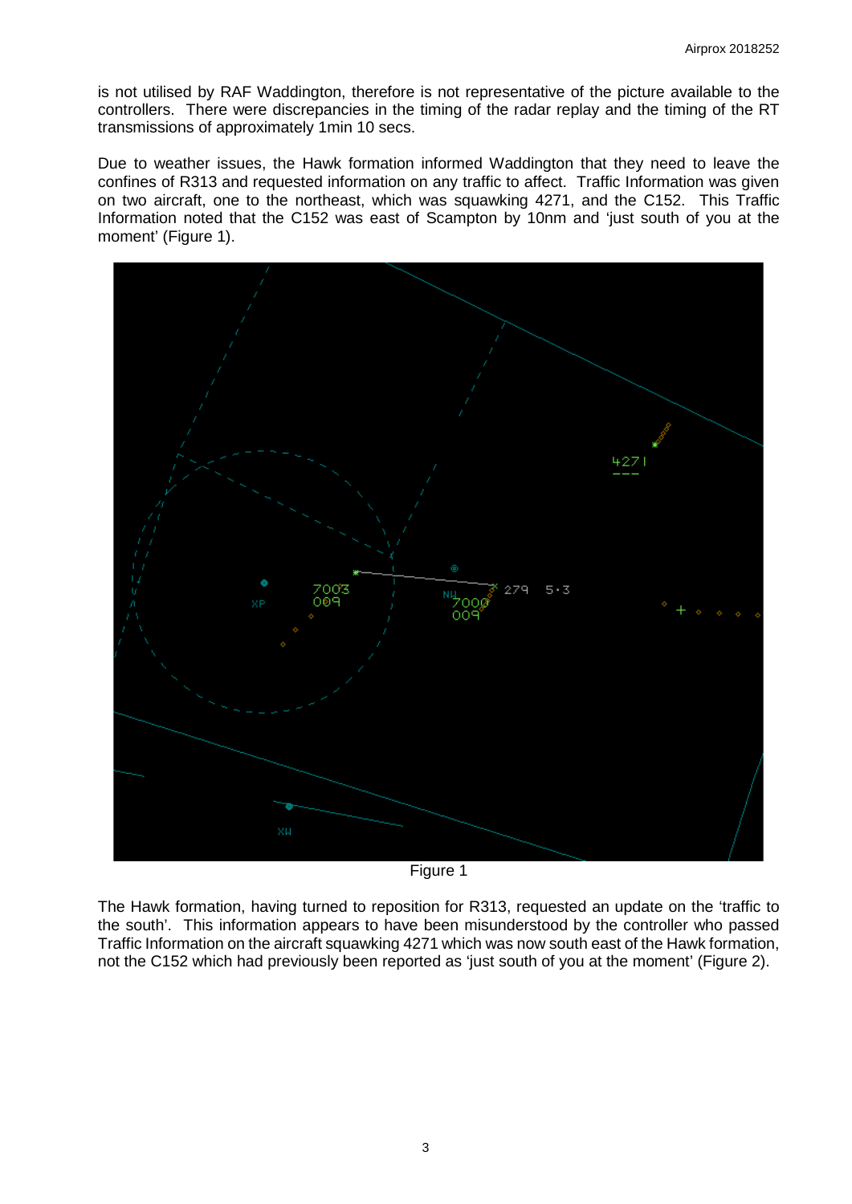is not utilised by RAF Waddington, therefore is not representative of the picture available to the controllers. There were discrepancies in the timing of the radar replay and the timing of the RT transmissions of approximately 1min 10 secs.

Due to weather issues, the Hawk formation informed Waddington that they need to leave the confines of R313 and requested information on any traffic to affect. Traffic Information was given on two aircraft, one to the northeast, which was squawking 4271, and the C152. This Traffic Information noted that the C152 was east of Scampton by 10nm and 'just south of you at the moment' (Figure 1).

Figure 1

The Hawk formation, having turned to reposition for R313, requested an update on the 'traffic to the south'. This information appears to have been misunderstood by the controller who passed Traffic Information on the aircraft squawking 4271 which was now south east of the Hawk formation, not the C152 which had previously been reported as 'just south of you at the moment' (Figure 2).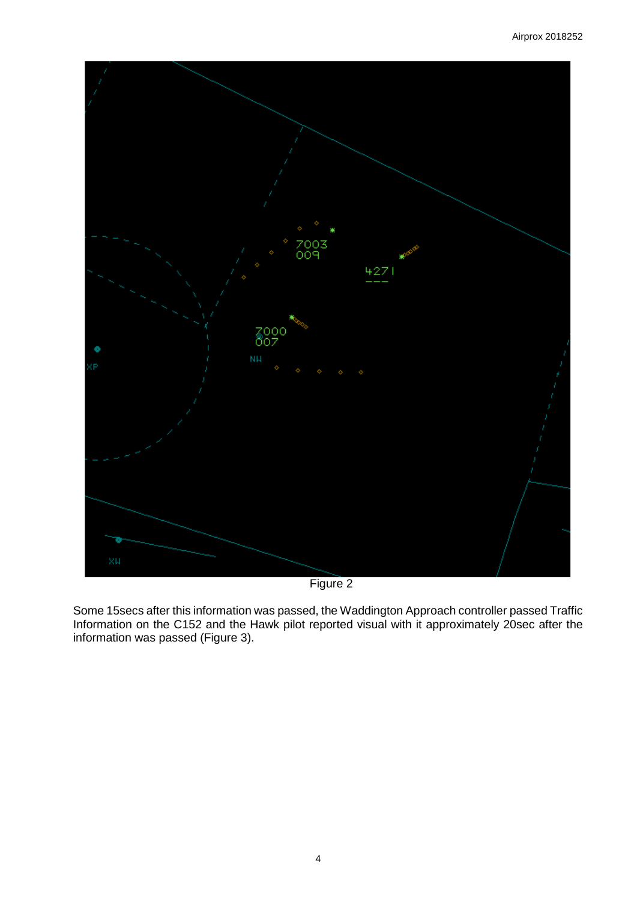Figure 2

Some 15secs after this information was passed, the Waddington Approach controller passed Traffic Information on the C152 and the Hawk pilot reported visual with it approximately 20sec after the information was passed (Figure 3).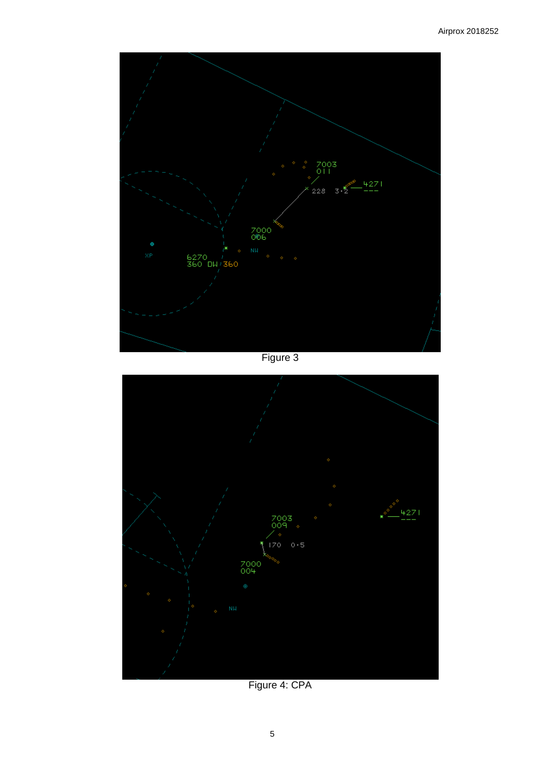Figure 3

Figure 4: CPA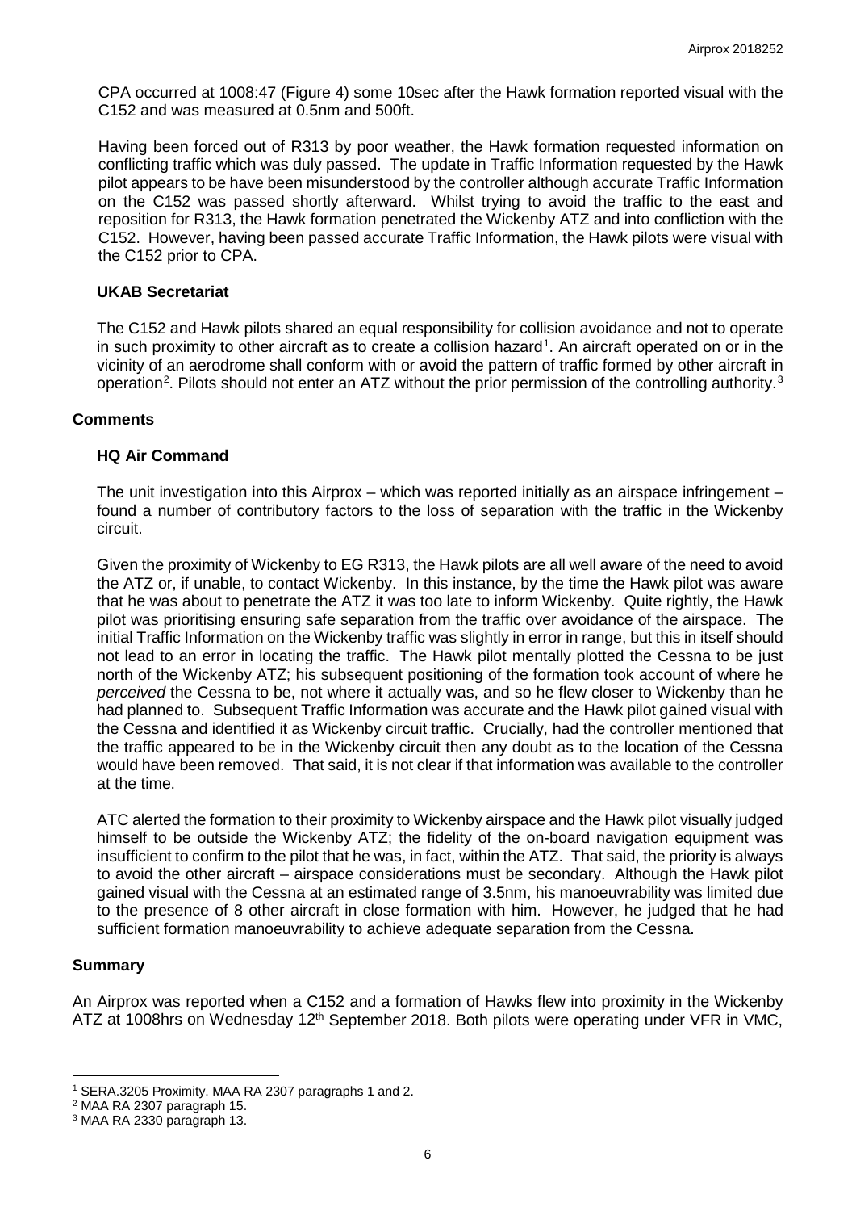CPA occurred at 1008:47 (Figure 4) some 10sec after the Hawk formation reported visual with the C152 and was measured at 0.5nm and 500ft.

Having been forced out of R313 by poor weather, the Hawk formation requested information on conflicting traffic which was duly passed. The update in Traffic Information requested by the Hawk pilot appears to be have been misunderstood by the controller although accurate Traffic Information on the C152 was passed shortly afterward. Whilst trying to avoid the traffic to the east and reposition for R313, the Hawk formation penetrated the Wickenby ATZ and into confliction with the C152. However, having been passed accurate Traffic Information, the Hawk pilots were visual with the C152 prior to CPA.

### UKAB Secretariat

The C152 and Hawk pilots shared an equal responsibility for collision avoidance and not to operate in such proximity to other aircraft as to create a collision hazard[1]. An aircraft operated on or in the vicinity of an aerodrome shall conform with or avoid the pattern of traffic formed by other aircraft in operation[2]. Pilots should not enter an ATZ without the prior permission of the controlling authority.[3]

## Comments

### HQ Air Command

The unit investigation into this Airprox – which was reported initially as an airspace infringement – found a number of contributory factors to the loss of separation with the traffic in the Wickenby circuit.

Given the proximity of Wickenby to EG R313, the Hawk pilots are all well aware of the need to avoid the ATZ or, if unable, to contact Wickenby. In this instance, by the time the Hawk pilot was aware that he was about to penetrate the ATZ it was too late to inform Wickenby. Quite rightly, the Hawk pilot was prioritising ensuring safe separation from the traffic over avoidance of the airspace. The initial Traffic Information on the Wickenby traffic was slightly in error in range, but this in itself should not lead to an error in locating the traffic. The Hawk pilot mentally plotted the Cessna to be just north of the Wickenby ATZ; his subsequent positioning of the formation took account of where he *perceived* the Cessna to be, not where it actually was, and so he flew closer to Wickenby than he had planned to. Subsequent Traffic Information was accurate and the Hawk pilot gained visual with the Cessna and identified it as Wickenby circuit traffic. Crucially, had the controller mentioned that the traffic appeared to be in the Wickenby circuit then any doubt as to the location of the Cessna would have been removed. That said, it is not clear if that information was available to the controller at the time.

ATC alerted the formation to their proximity to Wickenby airspace and the Hawk pilot visually judged himself to be outside the Wickenby ATZ; the fidelity of the on-board navigation equipment was insufficient to confirm to the pilot that he was, in fact, within the ATZ. That said, the priority is always to avoid the other aircraft – airspace considerations must be secondary. Although the Hawk pilot gained visual with the Cessna at an estimated range of 3.5nm, his manoeuvrability was limited due to the presence of 8 other aircraft in close formation with him. However, he judged that he had sufficient formation manoeuvrability to achieve adequate separation from the Cessna.

## Summary

An Airprox was reported when a C152 and a formation of Hawks flew into proximity in the Wickenby ATZ at 1008hrs on Wednesday 12th September 2018. Both pilots were operating under VFR in VMC,

---

[1] SERA.3205 Proximity. MAA RA 2307 paragraphs 1 and 2.

[2] MAA RA 2307 paragraph 15.

[3] MAA RA 2330 paragraph 13.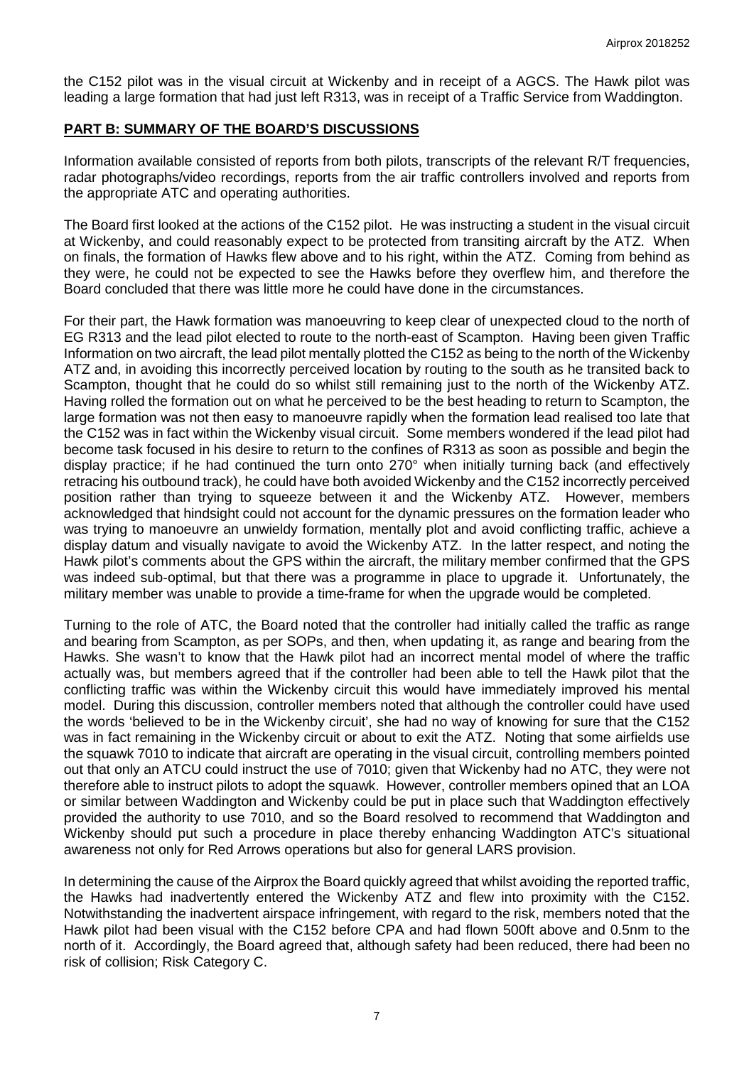the C152 pilot was in the visual circuit at Wickenby and in receipt of a AGCS. The Hawk pilot was leading a large formation that had just left R313, was in receipt of a Traffic Service from Waddington.

## PART B: SUMMARY OF THE BOARD'S DISCUSSIONS

Information available consisted of reports from both pilots, transcripts of the relevant R/T frequencies, radar photographs/video recordings, reports from the air traffic controllers involved and reports from the appropriate ATC and operating authorities.

The Board first looked at the actions of the C152 pilot. He was instructing a student in the visual circuit at Wickenby, and could reasonably expect to be protected from transiting aircraft by the ATZ. When on finals, the formation of Hawks flew above and to his right, within the ATZ. Coming from behind as they were, he could not be expected to see the Hawks before they overflew him, and therefore the Board concluded that there was little more he could have done in the circumstances.

For their part, the Hawk formation was manoeuvring to keep clear of unexpected cloud to the north of EG R313 and the lead pilot elected to route to the north-east of Scampton. Having been given Traffic Information on two aircraft, the lead pilot mentally plotted the C152 as being to the north of the Wickenby ATZ and, in avoiding this incorrectly perceived location by routing to the south as he transited back to Scampton, thought that he could do so whilst still remaining just to the north of the Wickenby ATZ. Having rolled the formation out on what he perceived to be the best heading to return to Scampton, the large formation was not then easy to manoeuvre rapidly when the formation lead realised too late that the C152 was in fact within the Wickenby visual circuit. Some members wondered if the lead pilot had become task focused in his desire to return to the confines of R313 as soon as possible and begin the display practice; if he had continued the turn onto 270° when initially turning back (and effectively retracing his outbound track), he could have both avoided Wickenby and the C152 incorrectly perceived position rather than trying to squeeze between it and the Wickenby ATZ. However, members acknowledged that hindsight could not account for the dynamic pressures on the formation leader who was trying to manoeuvre an unwieldy formation, mentally plot and avoid conflicting traffic, achieve a display datum and visually navigate to avoid the Wickenby ATZ. In the latter respect, and noting the Hawk pilot's comments about the GPS within the aircraft, the military member confirmed that the GPS was indeed sub-optimal, but that there was a programme in place to upgrade it. Unfortunately, the military member was unable to provide a time-frame for when the upgrade would be completed.

Turning to the role of ATC, the Board noted that the controller had initially called the traffic as range and bearing from Scampton, as per SOPs, and then, when updating it, as range and bearing from the Hawks. She wasn't to know that the Hawk pilot had an incorrect mental model of where the traffic actually was, but members agreed that if the controller had been able to tell the Hawk pilot that the conflicting traffic was within the Wickenby circuit this would have immediately improved his mental model. During this discussion, controller members noted that although the controller could have used the words 'believed to be in the Wickenby circuit', she had no way of knowing for sure that the C152 was in fact remaining in the Wickenby circuit or about to exit the ATZ. Noting that some airfields use the squawk 7010 to indicate that aircraft are operating in the visual circuit, controlling members pointed out that only an ATCU could instruct the use of 7010; given that Wickenby had no ATC, they were not therefore able to instruct pilots to adopt the squawk. However, controller members opined that an LOA or similar between Waddington and Wickenby could be put in place such that Waddington effectively provided the authority to use 7010, and so the Board resolved to recommend that Waddington and Wickenby should put such a procedure in place thereby enhancing Waddington ATC's situational awareness not only for Red Arrows operations but also for general LARS provision.

In determining the cause of the Airprox the Board quickly agreed that whilst avoiding the reported traffic, the Hawks had inadvertently entered the Wickenby ATZ and flew into proximity with the C152. Notwithstanding the inadvertent airspace infringement, with regard to the risk, members noted that the Hawk pilot had been visual with the C152 before CPA and had flown 500ft above and 0.5nm to the north of it. Accordingly, the Board agreed that, although safety had been reduced, there had been no risk of collision; Risk Category C.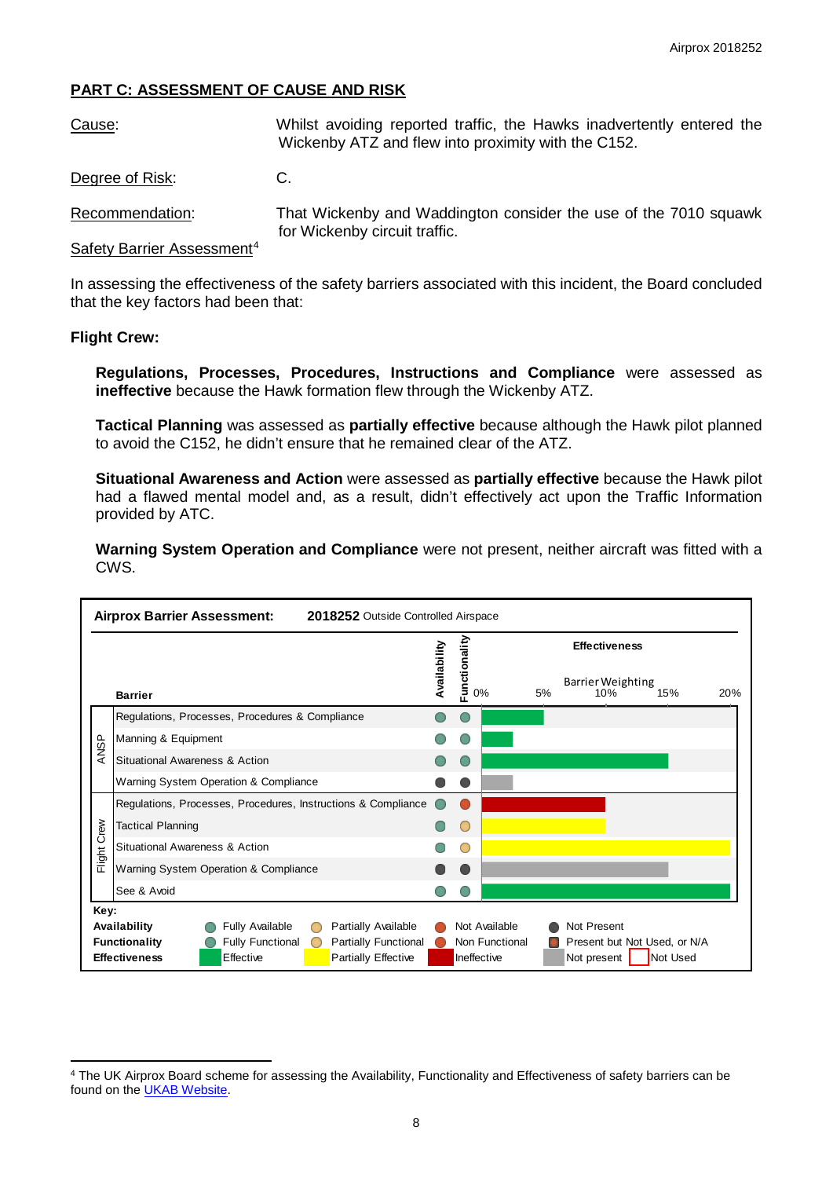## PART C: ASSESSMENT OF CAUSE AND RISK

Cause: Whilst avoiding reported traffic, the Hawks inadvertently entered the Wickenby ATZ and flew into proximity with the C152.

Degree of Risk: C.

Recommendation: That Wickenby and Waddington consider the use of the 7010 squawk for Wickenby circuit traffic.

Safety Barrier Assessment[4]

In assessing the effectiveness of the safety barriers associated with this incident, the Board concluded that the key factors had been that:

**Flight Crew:**

**Regulations, Processes, Procedures, Instructions and Compliance** were assessed as **ineffective** because the Hawk formation flew through the Wickenby ATZ.

**Tactical Planning** was assessed as **partially effective** because although the Hawk pilot planned to avoid the C152, he didn't ensure that he remained clear of the ATZ.

**Situational Awareness and Action** were assessed as **partially effective** because the Hawk pilot had a flawed mental model and, as a result, didn't effectively act upon the Traffic Information provided by ATC.

**Warning System Operation and Compliance** were not present, neither aircraft was fitted with a CWS.

**Airprox Barrier Assessment:** **2018252** Outside Controlled Airspace

Barrier | Availability | Functionality | Effectiveness

Barrier Weighting 0% 5% 10% 15% 20%

ANSP
Regulations, Processes, Procedures & Compliance
Manning & Equipment
Situational Awareness & Action
Warning System Operation & Compliance

Flight Crew
Regulations, Processes, Procedures, Instructions & Compliance
Tactical Planning
Situational Awareness & Action
Warning System Operation & Compliance
See & Avoid

Key:
Availability: Fully Available, Partially Available, Not Available, Not Present
Functionality: Fully Functional, Partially Functional, Non Functional, Present but Not Used, or N/A
Effectiveness: Effective, Partially Effective, Ineffective, Not present, Not Used

---

[4] The UK Airprox Board scheme for assessing the Availability, Functionality and Effectiveness of safety barriers can be found on the UKAB Website.